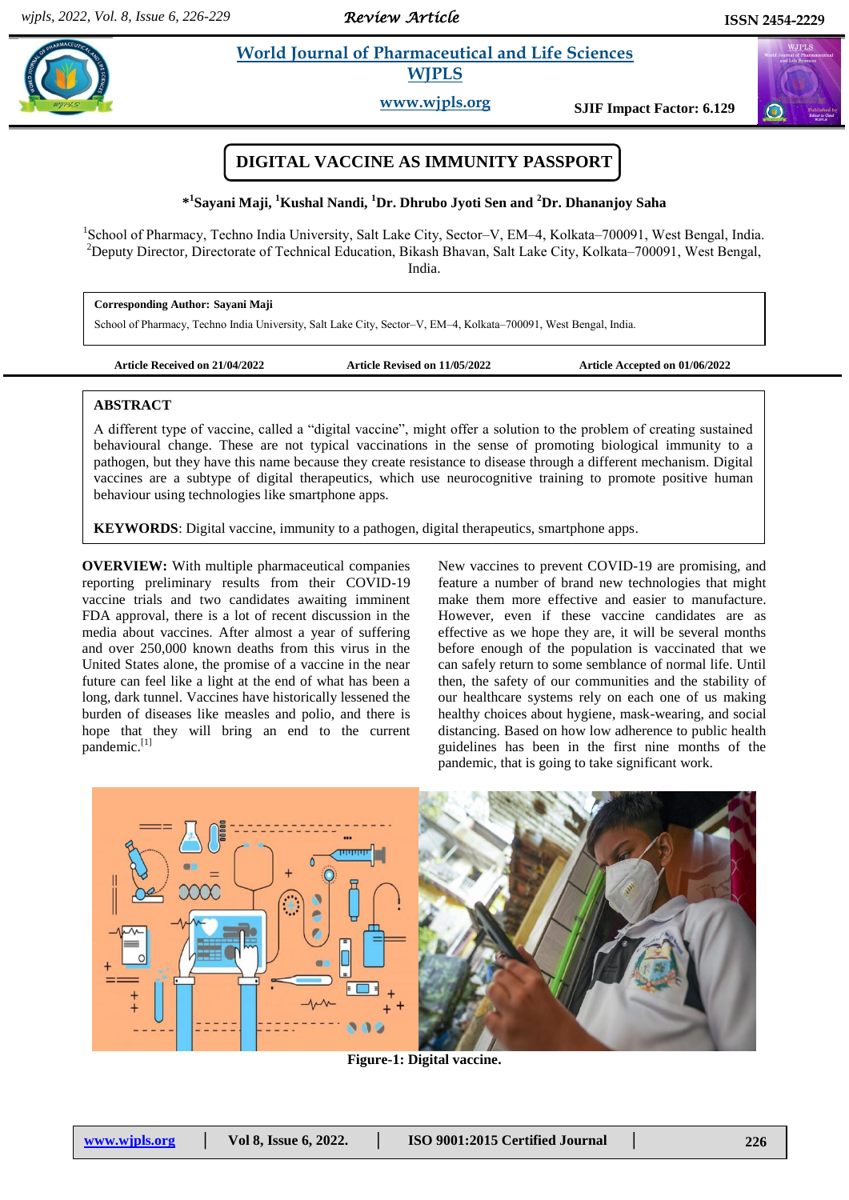# DIGITAL VACCINE AS IMMUNITY PASSPORT

**\*[1]Sayani Maji, [1]Kushal Nandi, [1]Dr. Dhrubo Jyoti Sen and [2]Dr. Dhanonjoy Saha**

[1]School of Pharmacy, Techno India University, Salt Lake City, Sector–V, EM–4, Kolkata–700091, West Bengal, India.
[2]Deputy Director, Directorate of Technical Education, Bikash Bhavan, Salt Lake City, Kolkata–700091, West Bengal, India.

**Corresponding Author: Sayani Maji**
School of Pharmacy, Techno India University, Salt Lake City, Sector–V, EM–4, Kolkata–700091, West Bengal, India.

**Article Received on 21/04/2022** | **Article Revised on 11/05/2022** | **Article Accepted on 01/06/2022**

## ABSTRACT

A different type of vaccine, called a "digital vaccine", might offer a solution to the problem of creating sustained behavioural change. These are not typical vaccinations in the sense of promoting biological immunity to a pathogen, but they have this name because they create resistance to disease through a different mechanism. Digital vaccines are a subtype of digital therapeutics, which use neurocognitive training to promote positive human behaviour using technologies like smartphone apps.

**KEYWORDS**: Digital vaccine, immunity to a pathogen, digital therapeutics, smartphone apps.

**OVERVIEW:** With multiple pharmaceutical companies reporting preliminary results from their COVID-19 vaccine trials and two candidates awaiting imminent FDA approval, there is a lot of recent discussion in the media about vaccines. After almost a year of suffering and over 250,000 known deaths from this virus in the United States alone, the promise of a vaccine in the near future can feel like a light at the end of what has been a long, dark tunnel. Vaccines have historically lessened the burden of diseases like measles and polio, and there is hope that they will bring an end to the current pandemic.[1]

New vaccines to prevent COVID-19 are promising, and feature a number of brand new technologies that might make them more effective and easier to manufacture. However, even if these vaccine candidates are as effective as we hope they are, it will be several months before enough of the population is vaccinated that we can safely return to some semblance of normal life. Until then, the safety of our communities and the stability of our healthcare systems rely on each one of us making healthy choices about hygiene, mask-wearing, and social distancing. Based on how low adherence to public health guidelines has been in the first nine months of the pandemic, that is going to take significant work.

Figure-1: Digital vaccine.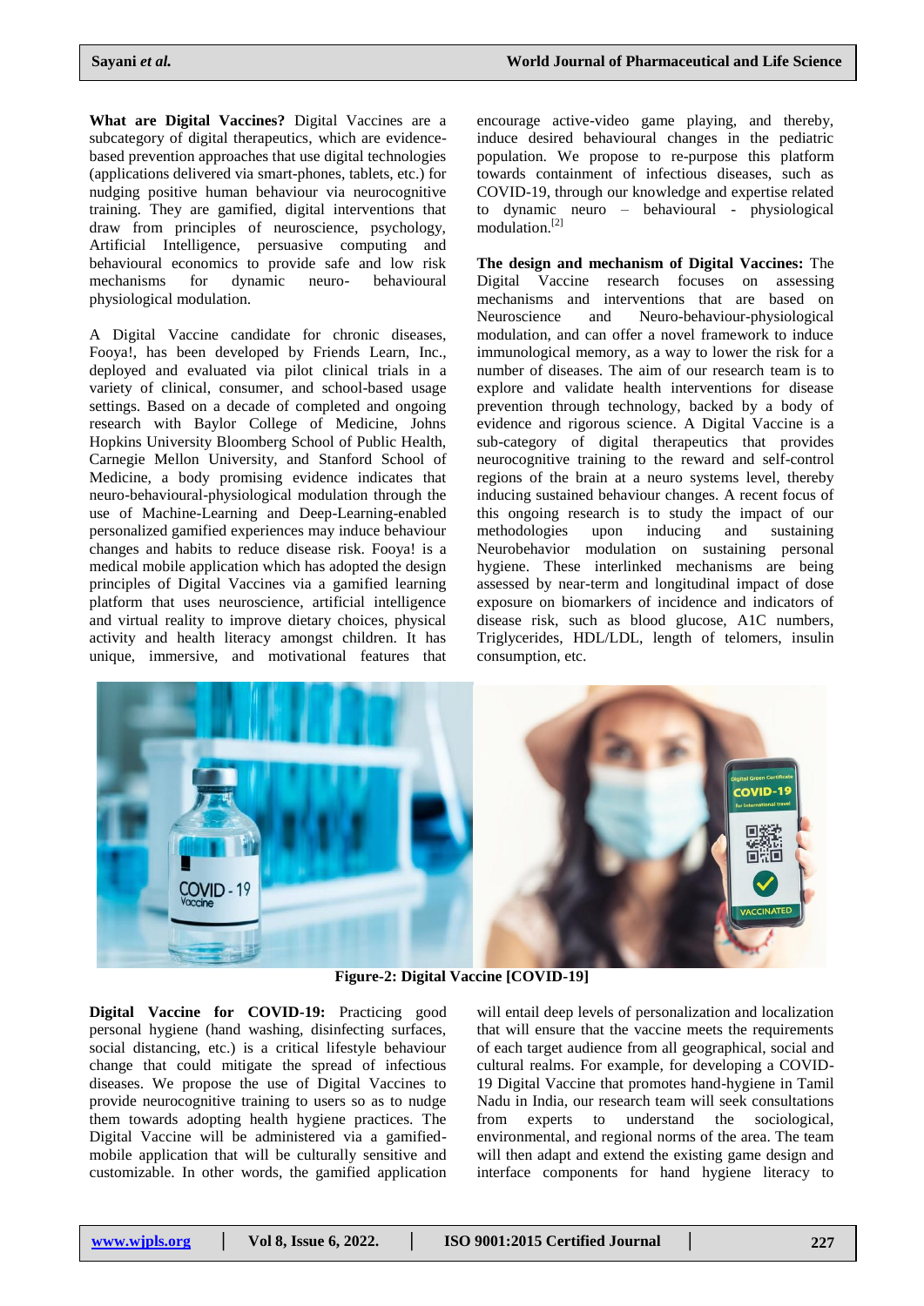**What are Digital Vaccines?** Digital Vaccines are a subcategory of digital therapeutics, which are evidence-based prevention approaches that use digital technologies (applications delivered via smart-phones, tablets, etc.) for nudging positive human behaviour via neurocognitive training. They are gamified, digital interventions that draw from principles of neuroscience, psychology, Artificial Intelligence, persuasive computing and behavioural economics to provide safe and low risk mechanisms for dynamic neuro- behavioural physiological modulation.

A Digital Vaccine candidate for chronic diseases, Fooya!, has been developed by Friends Learn, Inc., deployed and evaluated via pilot clinical trials in a variety of clinical, consumer, and school-based usage settings. Based on a decade of completed and ongoing research with Baylor College of Medicine, Johns Hopkins University Bloomberg School of Public Health, Carnegie Mellon University, and Stanford School of Medicine, a body promising evidence indicates that neuro-behavioural-physiological modulation through the use of Machine-Learning and Deep-Learning-enabled personalized gamified experiences may induce behaviour changes and habits to reduce disease risk. Fooya! is a medical mobile application which has adopted the design principles of Digital Vaccines via a gamified learning platform that uses neuroscience, artificial intelligence and virtual reality to improve dietary choices, physical activity and health literacy amongst children. It has unique, immersive, and motivational features that encourage active-video game playing, and thereby, induce desired behavioural changes in the pediatric population. We propose to re-purpose this platform towards containment of infectious diseases, such as COVID-19, through our knowledge and expertise related to dynamic neuro – behavioural - physiological modulation.[2]

**The design and mechanism of Digital Vaccines:** The Digital Vaccine research focuses on assessing mechanisms and interventions that are based on Neuroscience and Neuro-behaviour-physiological modulation, and can offer a novel framework to induce immunological memory, as a way to lower the risk for a number of diseases. The aim of our research team is to explore and validate health interventions for disease prevention through technology, backed by a body of evidence and rigorous science. A Digital Vaccine is a sub-category of digital therapeutics that provides neurocognitive training to the reward and self-control regions of the brain at a neuro systems level, thereby inducing sustained behaviour changes. A recent focus of this ongoing research is to study the impact of our methodologies upon inducing and sustaining Neurobehavior modulation on sustaining personal hygiene. These interlinked mechanisms are being assessed by near-term and longitudinal impact of dose exposure on biomarkers of incidence and indicators of disease risk, such as blood glucose, A1C numbers, Triglycerides, HDL/LDL, length of telomers, insulin consumption, etc.

**Figure-2: Digital Vaccine [COVID-19]**

**Digital Vaccine for COVID-19:** Practicing good personal hygiene (hand washing, disinfecting surfaces, social distancing, etc.) is a critical lifestyle behaviour change that could mitigate the spread of infectious diseases. We propose the use of Digital Vaccines to provide neurocognitive training to users so as to nudge them towards adopting health hygiene practices. The Digital Vaccine will be administered via a gamified-mobile application that will be culturally sensitive and customizable. In other words, the gamified application will entail deep levels of personalization and localization that will ensure that the vaccine meets the requirements of each target audience from all geographical, social and cultural realms. For example, for developing a COVID-19 Digital Vaccine that promotes hand-hygiene in Tamil Nadu in India, our research team will seek consultations from experts to understand the sociological, environmental, and regional norms of the area. The team will then adapt and extend the existing game design and interface components for hand hygiene literacy to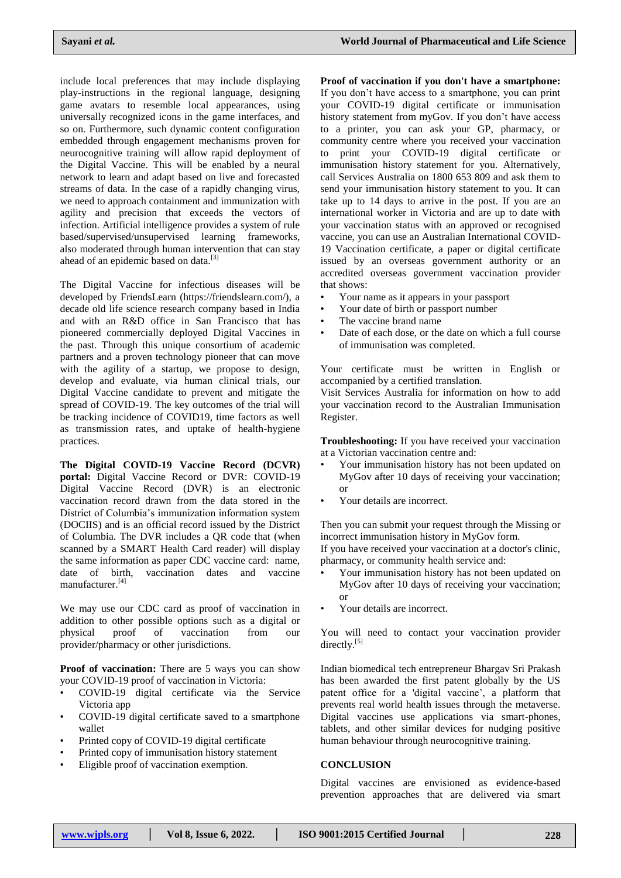include local preferences that may include displaying play-instructions in the regional language, designing game avatars to resemble local appearances, using universally recognized icons in the game interfaces, and so on. Furthermore, such dynamic content configuration embedded through engagement mechanisms proven for neurocognitive training will allow rapid deployment of the Digital Vaccine. This will be enabled by a neural network to learn and adapt based on live and forecasted streams of data. In the case of a rapidly changing virus, we need to approach containment and immunization with agility and precision that exceeds the vectors of infection. Artificial intelligence provides a system of rule based/supervised/unsupervised learning frameworks, also moderated through human intervention that can stay ahead of an epidemic based on data.[3]

The Digital Vaccine for infectious diseases will be developed by FriendsLearn (https://friendslearn.com/), a decade old life science research company based in India and with an R&D office in San Francisco that has pioneered commercially deployed Digital Vaccines in the past. Through this unique consortium of academic partners and a proven technology pioneer that can move with the agility of a startup, we propose to design, develop and evaluate, via human clinical trials, our Digital Vaccine candidate to prevent and mitigate the spread of COVID-19. The key outcomes of the trial will be tracking incidence of COVID19, time factors as well as transmission rates, and uptake of health-hygiene practices.

**The Digital COVID-19 Vaccine Record (DCVR) portal:** Digital Vaccine Record or DVR: COVID-19 Digital Vaccine Record (DVR) is an electronic vaccination record drawn from the data stored in the District of Columbia's immunization information system (DOCIIS) and is an official record issued by the District of Columbia. The DVR includes a QR code that (when scanned by a SMART Health Card reader) will display the same information as paper CDC vaccine card: name, date of birth, vaccination dates and vaccine manufacturer.[4]

We may use our CDC card as proof of vaccination in addition to other possible options such as a digital or physical proof of vaccination from our provider/pharmacy or other jurisdictions.

**Proof of vaccination:** There are 5 ways you can show your COVID-19 proof of vaccination in Victoria:

- COVID-19 digital certificate via the Service Victoria app
- COVID-19 digital certificate saved to a smartphone wallet
- Printed copy of COVID-19 digital certificate
- Printed copy of immunisation history statement
- Eligible proof of vaccination exemption.

**Proof of vaccination if you don't have a smartphone:** If you don't have access to a smartphone, you can print your COVID-19 digital certificate or immunisation history statement from myGov. If you don't have access to a printer, you can ask your GP, pharmacy, or community centre where you received your vaccination to print your COVID-19 digital certificate or immunisation history statement for you. Alternatively, call Services Australia on 1800 653 809 and ask them to send your immunisation history statement to you. It can take up to 14 days to arrive in the post. If you are an international worker in Victoria and are up to date with your vaccination status with an approved or recognised vaccine, you can use an Australian International COVID-19 Vaccination certificate, a paper or digital certificate issued by an overseas government authority or an accredited overseas government vaccination provider that shows:

- Your name as it appears in your passport
- Your date of birth or passport number
- The vaccine brand name
- Date of each dose, or the date on which a full course of immunisation was completed.

Your certificate must be written in English or accompanied by a certified translation.
Visit Services Australia for information on how to add your vaccination record to the Australian Immunisation Register.

**Troubleshooting:** If you have received your vaccination at a Victorian vaccination centre and:

- Your immunisation history has not been updated on MyGov after 10 days of receiving your vaccination; or
- Your details are incorrect.

Then you can submit your request through the Missing or incorrect immunisation history in MyGov form.
If you have received your vaccination at a doctor's clinic, pharmacy, or community health service and:

- Your immunisation history has not been updated on MyGov after 10 days of receiving your vaccination; or
- Your details are incorrect.

You will need to contact your vaccination provider directly.[5]

Indian biomedical tech entrepreneur Bhargav Sri Prakash has been awarded the first patent globally by the US patent office for a 'digital vaccine', a platform that prevents real world health issues through the metaverse. Digital vaccines use applications via smart-phones, tablets, and other similar devices for nudging positive human behaviour through neurocognitive training.

## CONCLUSION

Digital vaccines are envisioned as evidence-based prevention approaches that are delivered via smart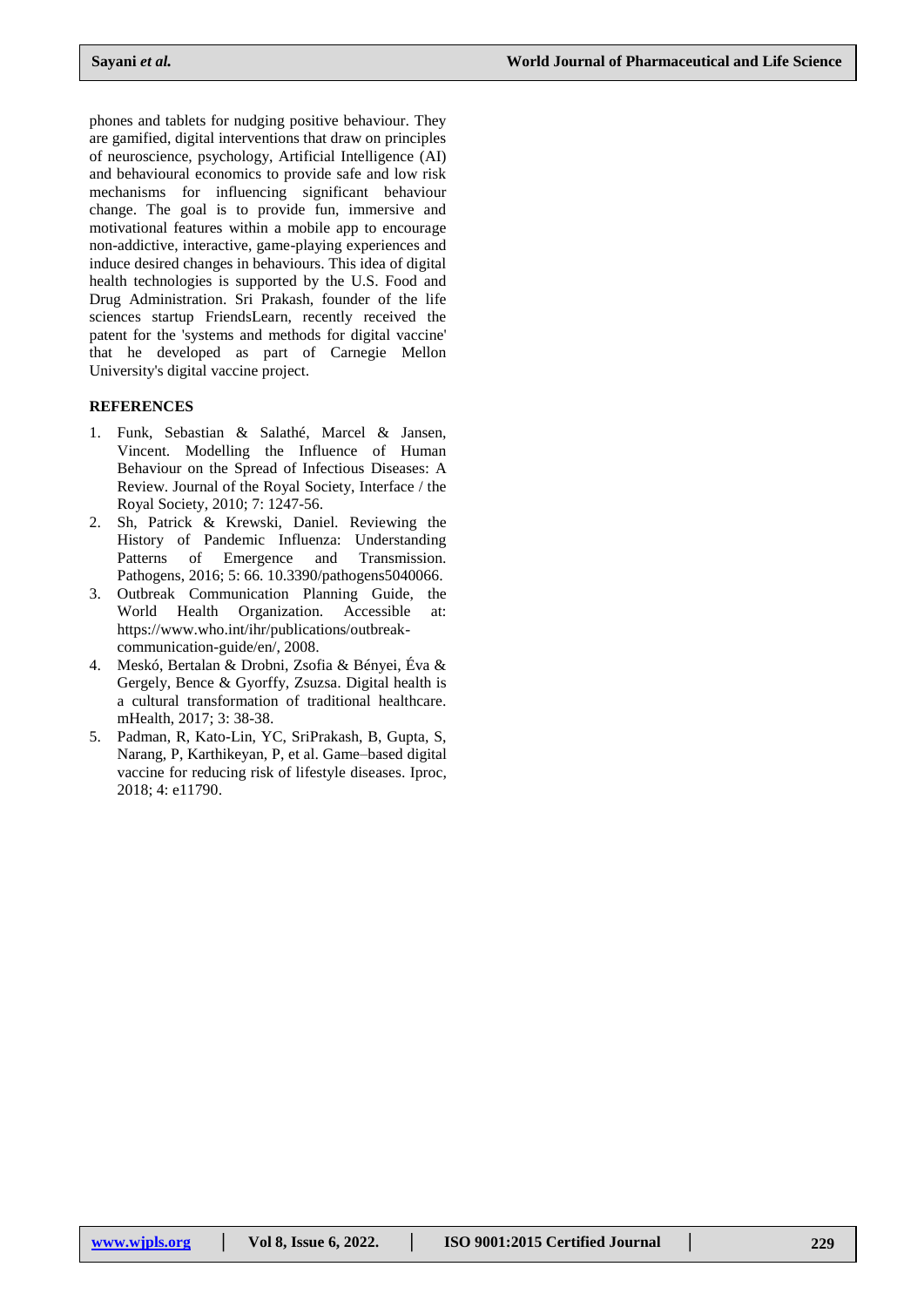phones and tablets for nudging positive behaviour. They are gamified, digital interventions that draw on principles of neuroscience, psychology, Artificial Intelligence (AI) and behavioural economics to provide safe and low risk mechanisms for influencing significant behaviour change. The goal is to provide fun, immersive and motivational features within a mobile app to encourage non-addictive, interactive, game-playing experiences and induce desired changes in behaviours. This idea of digital health technologies is supported by the U.S. Food and Drug Administration. Sri Prakash, founder of the life sciences startup FriendsLearn, recently received the patent for the 'systems and methods for digital vaccine' that he developed as part of Carnegie Mellon University's digital vaccine project.

## REFERENCES

1. Funk, Sebastian & Salathé, Marcel & Jansen, Vincent. Modelling the Influence of Human Behaviour on the Spread of Infectious Diseases: A Review. Journal of the Royal Society, Interface / the Royal Society, 2010; 7: 1247-56.
2. Sh, Patrick & Krewski, Daniel. Reviewing the History of Pandemic Influenza: Understanding Patterns of Emergence and Transmission. Pathogens, 2016; 5: 66. 10.3390/pathogens5040066.
3. Outbreak Communication Planning Guide, the World Health Organization. Accessible at: https://www.who.int/ihr/publications/outbreak-communication-guide/en/, 2008.
4. Meskó, Bertalan & Drobni, Zsofia & Bényei, Éva & Gergely, Bence & Gyorffy, Zsuzsa. Digital health is a cultural transformation of traditional healthcare. mHealth, 2017; 3: 38-38.
5. Padman, R, Kato-Lin, YC, SriPrakash, B, Gupta, S, Narang, P, Karthikeyan, P, et al. Game–based digital vaccine for reducing risk of lifestyle diseases. Iproc, 2018; 4: e11790.